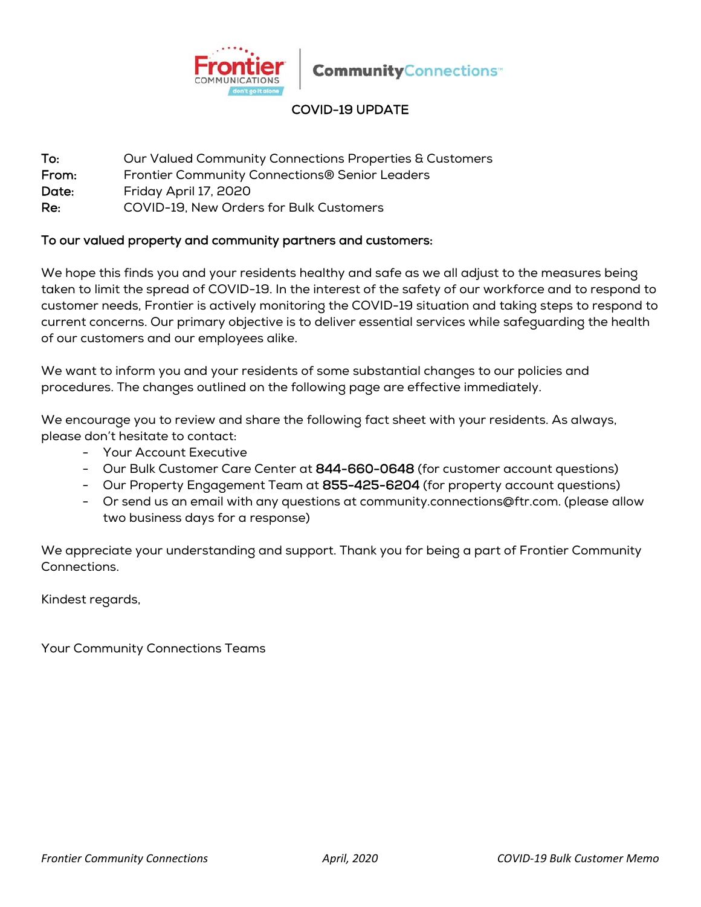Frontier Communications | CommunityConnections

# COVID-19 UPDATE

**To:** Our Valued Community Connections Properties & Customers
**From:** Frontier Community Connections® Senior Leaders
**Date:** Friday April 17, 2020
**Re:** COVID-19, New Orders for Bulk Customers

**To our valued property and community partners and customers:**

We hope this finds you and your residents healthy and safe as we all adjust to the measures being taken to limit the spread of COVID-19. In the interest of the safety of our workforce and to respond to customer needs, Frontier is actively monitoring the COVID-19 situation and taking steps to respond to current concerns. Our primary objective is to deliver essential services while safeguarding the health of our customers and our employees alike.

We want to inform you and your residents of some substantial changes to our policies and procedures. The changes outlined on the following page are effective immediately.

We encourage you to review and share the following fact sheet with your residents. As always, please don't hesitate to contact:

- Your Account Executive
- Our Bulk Customer Care Center at **844-660-0648** (for customer account questions)
- Our Property Engagement Team at **855-425-6204** (for property account questions)
- Or send us an email with any questions at community.connections@ftr.com. (please allow two business days for a response)

We appreciate your understanding and support. Thank you for being a part of Frontier Community Connections.

Kindest regards,

Your Community Connections Teams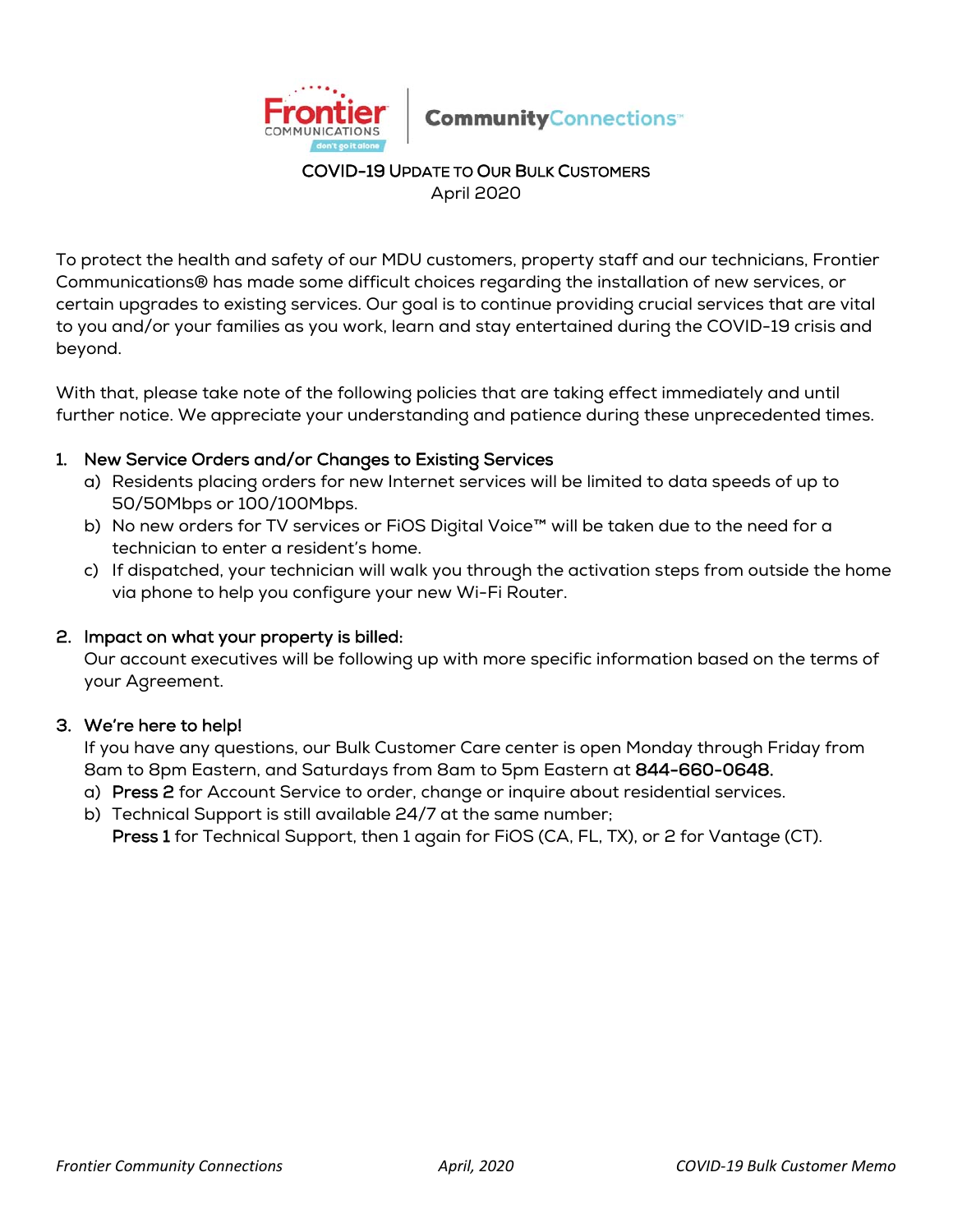# COVID-19 Update to Our Bulk Customers

April 2020

To protect the health and safety of our MDU customers, property staff and our technicians, Frontier Communications® has made some difficult choices regarding the installation of new services, or certain upgrades to existing services. Our goal is to continue providing crucial services that are vital to you and/or your families as you work, learn and stay entertained during the COVID-19 crisis and beyond.

With that, please take note of the following policies that are taking effect immediately and until further notice. We appreciate your understanding and patience during these unprecedented times.

1. **New Service Orders and/or Changes to Existing Services**
   a) Residents placing orders for new Internet services will be limited to data speeds of up to 50/50Mbps or 100/100Mbps.
   b) No new orders for TV services or FiOS Digital Voice™ will be taken due to the need for a technician to enter a resident's home.
   c) If dispatched, your technician will walk you through the activation steps from outside the home via phone to help you configure your new Wi-Fi Router.

2. **Impact on what your property is billed:**
   Our account executives will be following up with more specific information based on the terms of your Agreement.

3. **We're here to help!**
   If you have any questions, our Bulk Customer Care center is open Monday through Friday from 8am to 8pm Eastern, and Saturdays from 8am to 5pm Eastern at **844-660-0648.**
   a) **Press 2** for Account Service to order, change or inquire about residential services.
   b) Technical Support is still available 24/7 at the same number;
      **Press 1** for Technical Support, then 1 again for FiOS (CA, FL, TX), or 2 for Vantage (CT).